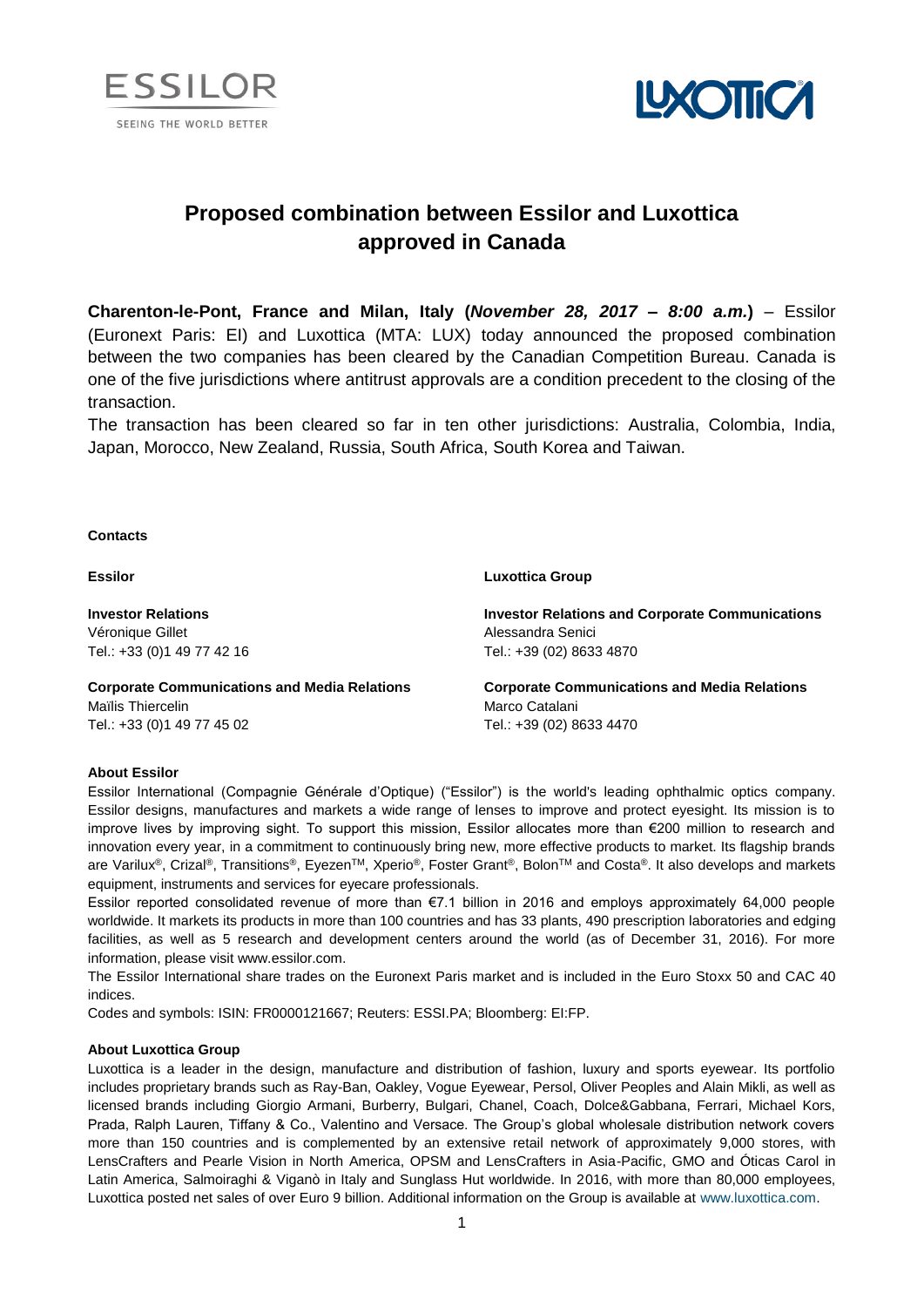ESSILOR
SEEING THE WORLD BETTER

LUXOTTICA

# Proposed combination between Essilor and Luxottica approved in Canada

**Charenton-le-Pont, France and Milan, Italy (*November 28, 2017 – 8:00 a.m.*)** – Essilor (Euronext Paris: EI) and Luxottica (MTA: LUX) today announced the proposed combination between the two companies has been cleared by the Canadian Competition Bureau. Canada is one of the five jurisdictions where antitrust approvals are a condition precedent to the closing of the transaction.

The transaction has been cleared so far in ten other jurisdictions: Australia, Colombia, India, Japan, Morocco, New Zealand, Russia, South Africa, South Korea and Taiwan.

**Contacts**

**Essilor**

**Investor Relations**
Véronique Gillet
Tel.: +33 (0)1 49 77 42 16

**Corporate Communications and Media Relations**
Maïlis Thiercelin
Tel.: +33 (0)1 49 77 45 02

**Luxottica Group**

**Investor Relations and Corporate Communications**
Alessandra Senici
Tel.: +39 (02) 8633 4870

**Corporate Communications and Media Relations**
Marco Catalani
Tel.: +39 (02) 8633 4470

**About Essilor**

Essilor International (Compagnie Générale d'Optique) ("Essilor") is the world's leading ophthalmic optics company. Essilor designs, manufactures and markets a wide range of lenses to improve and protect eyesight. Its mission is to improve lives by improving sight. To support this mission, Essilor allocates more than €200 million to research and innovation every year, in a commitment to continuously bring new, more effective products to market. Its flagship brands are Varilux®, Crizal®, Transitions®, Eyezen™, Xperio®, Foster Grant®, Bolon™ and Costa®. It also develops and markets equipment, instruments and services for eyecare professionals.

Essilor reported consolidated revenue of more than €7.1 billion in 2016 and employs approximately 64,000 people worldwide. It markets its products in more than 100 countries and has 33 plants, 490 prescription laboratories and edging facilities, as well as 5 research and development centers around the world (as of December 31, 2016). For more information, please visit www.essilor.com.

The Essilor International share trades on the Euronext Paris market and is included in the Euro Stoxx 50 and CAC 40 indices.

Codes and symbols: ISIN: FR0000121667; Reuters: ESSI.PA; Bloomberg: EI:FP.

**About Luxottica Group**

Luxottica is a leader in the design, manufacture and distribution of fashion, luxury and sports eyewear. Its portfolio includes proprietary brands such as Ray-Ban, Oakley, Vogue Eyewear, Persol, Oliver Peoples and Alain Mikli, as well as licensed brands including Giorgio Armani, Burberry, Bulgari, Chanel, Coach, Dolce&Gabbana, Ferrari, Michael Kors, Prada, Ralph Lauren, Tiffany & Co., Valentino and Versace. The Group's global wholesale distribution network covers more than 150 countries and is complemented by an extensive retail network of approximately 9,000 stores, with LensCrafters and Pearle Vision in North America, OPSM and LensCrafters in Asia-Pacific, GMO and Óticas Carol in Latin America, Salmoiraghi & Viganò in Italy and Sunglass Hut worldwide. In 2016, with more than 80,000 employees, Luxottica posted net sales of over Euro 9 billion. Additional information on the Group is available at www.luxottica.com.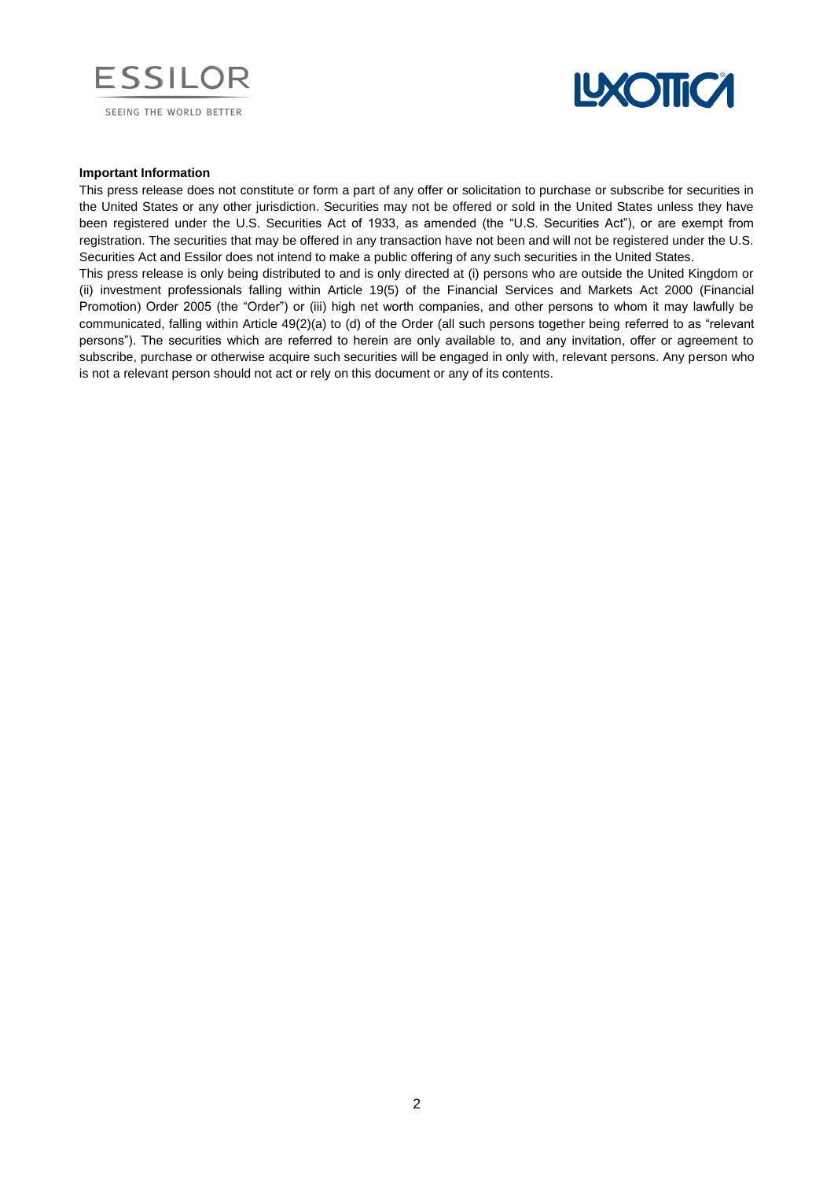**Important Information**

This press release does not constitute or form a part of any offer or solicitation to purchase or subscribe for securities in the United States or any other jurisdiction. Securities may not be offered or sold in the United States unless they have been registered under the U.S. Securities Act of 1933, as amended (the "U.S. Securities Act"), or are exempt from registration. The securities that may be offered in any transaction have not been and will not be registered under the U.S. Securities Act and Essilor does not intend to make a public offering of any such securities in the United States.

This press release is only being distributed to and is only directed at (i) persons who are outside the United Kingdom or (ii) investment professionals falling within Article 19(5) of the Financial Services and Markets Act 2000 (Financial Promotion) Order 2005 (the "Order") or (iii) high net worth companies, and other persons to whom it may lawfully be communicated, falling within Article 49(2)(a) to (d) of the Order (all such persons together being referred to as "relevant persons"). The securities which are referred to herein are only available to, and any invitation, offer or agreement to subscribe, purchase or otherwise acquire such securities will be engaged in only with, relevant persons. Any person who is not a relevant person should not act or rely on this document or any of its contents.